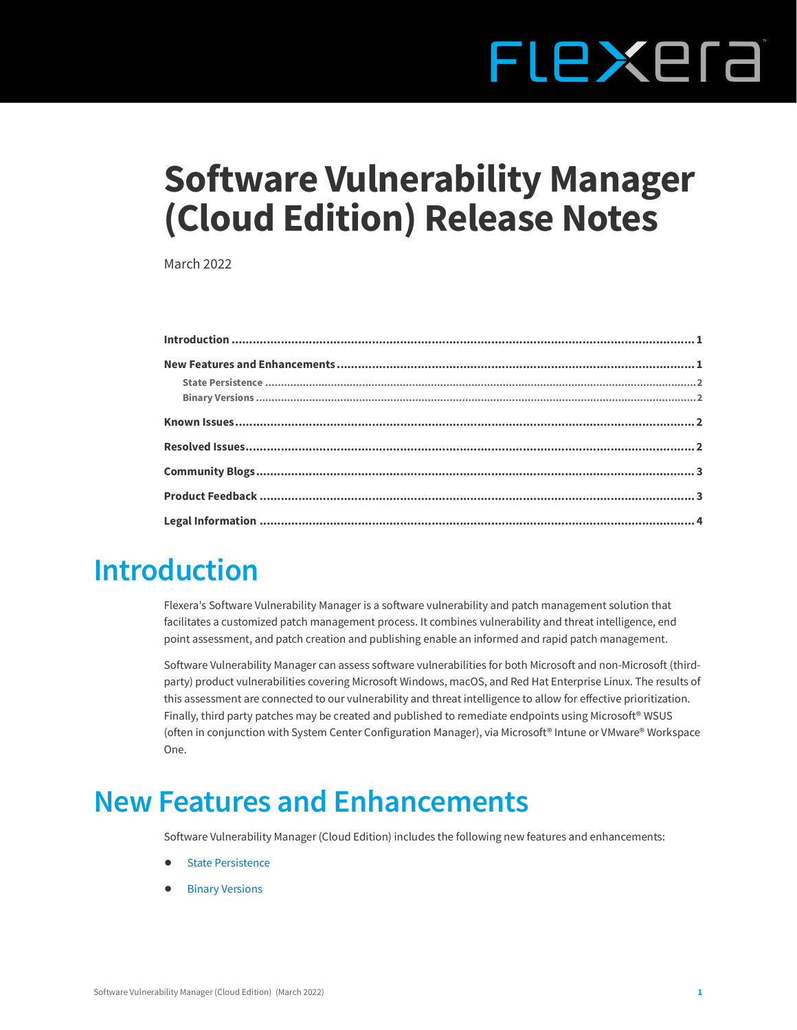# Software Vulnerability Manager (Cloud Edition) Release Notes

March 2022

| | |
|---|---|
| **Introduction** | **1** |
| **New Features and Enhancements** | **1** |
| State Persistence | 2 |
| Binary Versions | 2 |
| **Known Issues** | **2** |
| **Resolved Issues** | **2** |
| **Community Blogs** | **3** |
| **Product Feedback** | **3** |
| **Legal Information** | **4** |

## Introduction

Flexera's Software Vulnerability Manager is a software vulnerability and patch management solution that facilitates a customized patch management process. It combines vulnerability and threat intelligence, end point assessment, and patch creation and publishing enable an informed and rapid patch management.

Software Vulnerability Manager can assess software vulnerabilities for both Microsoft and non-Microsoft (third-party) product vulnerabilities covering Microsoft Windows, macOS, and Red Hat Enterprise Linux. The results of this assessment are connected to our vulnerability and threat intelligence to allow for effective prioritization. Finally, third party patches may be created and published to remediate endpoints using Microsoft® WSUS (often in conjunction with System Center Configuration Manager), via Microsoft® Intune or VMware® Workspace One.

## New Features and Enhancements

Software Vulnerability Manager (Cloud Edition) includes the following new features and enhancements:

- State Persistence
- Binary Versions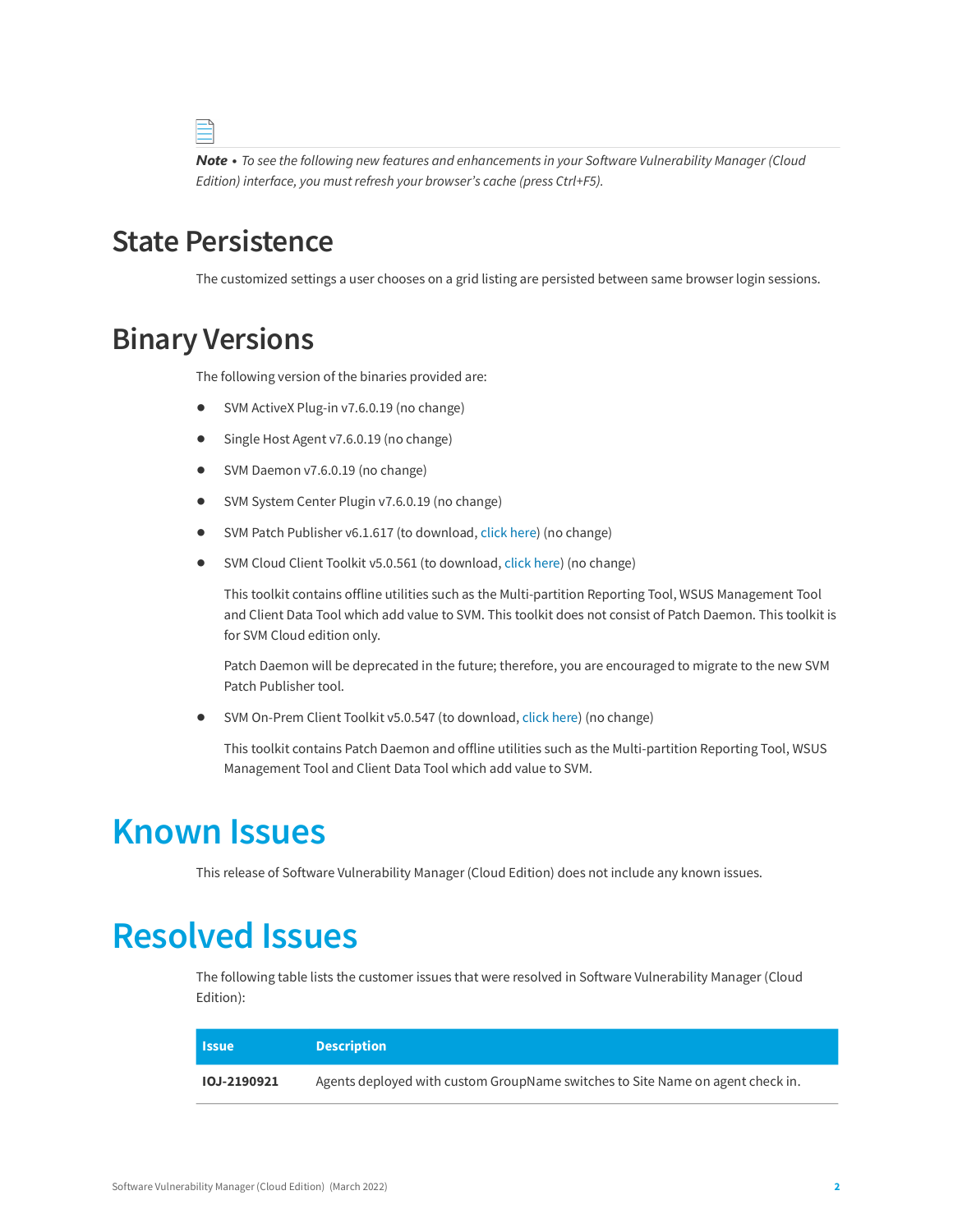**Note •** *To see the following new features and enhancements in your Software Vulnerability Manager (Cloud Edition) interface, you must refresh your browser's cache (press Ctrl+F5).*

## State Persistence

The customized settings a user chooses on a grid listing are persisted between same browser login sessions.

## Binary Versions

The following version of the binaries provided are:

- SVM ActiveX Plug-in v7.6.0.19 (no change)
- Single Host Agent v7.6.0.19 (no change)
- SVM Daemon v7.6.0.19 (no change)
- SVM System Center Plugin v7.6.0.19 (no change)
- SVM Patch Publisher v6.1.617 (to download, click here) (no change)
- SVM Cloud Client Toolkit v5.0.561 (to download, click here) (no change)

  This toolkit contains offline utilities such as the Multi-partition Reporting Tool, WSUS Management Tool and Client Data Tool which add value to SVM. This toolkit does not consist of Patch Daemon. This toolkit is for SVM Cloud edition only.

  Patch Daemon will be deprecated in the future; therefore, you are encouraged to migrate to the new SVM Patch Publisher tool.

- SVM On-Prem Client Toolkit v5.0.547 (to download, click here) (no change)

  This toolkit contains Patch Daemon and offline utilities such as the Multi-partition Reporting Tool, WSUS Management Tool and Client Data Tool which add value to SVM.

# Known Issues

This release of Software Vulnerability Manager (Cloud Edition) does not include any known issues.

# Resolved Issues

The following table lists the customer issues that were resolved in Software Vulnerability Manager (Cloud Edition):

| Issue | Description |
|---|---|
| **IOJ-2190921** | Agents deployed with custom GroupName switches to Site Name on agent check in. |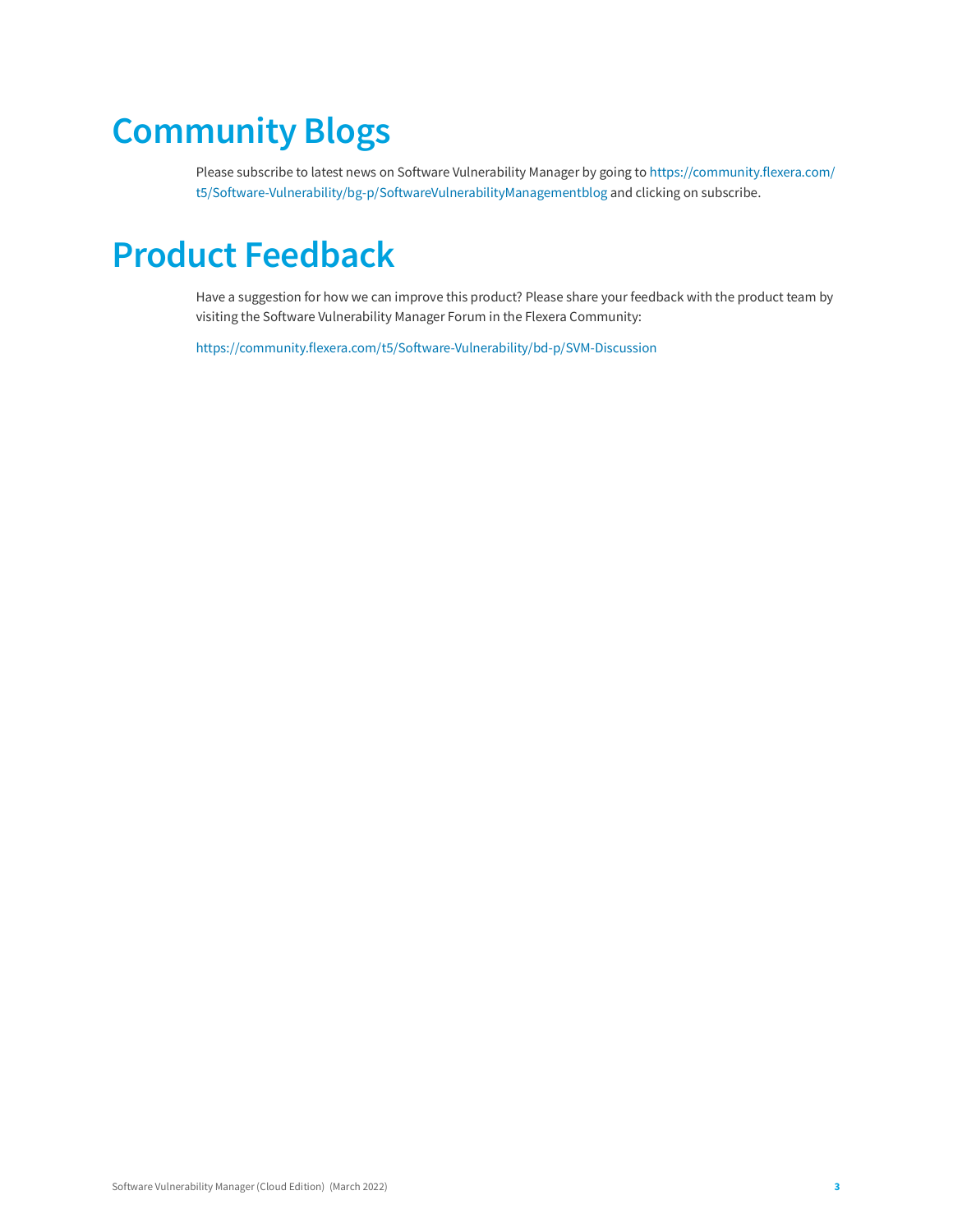# Community Blogs

Please subscribe to latest news on Software Vulnerability Manager by going to https://community.flexera.com/t5/Software-Vulnerability/bg-p/SoftwareVulnerabilityManagementblog and clicking on subscribe.

# Product Feedback

Have a suggestion for how we can improve this product? Please share your feedback with the product team by visiting the Software Vulnerability Manager Forum in the Flexera Community:

https://community.flexera.com/t5/Software-Vulnerability/bd-p/SVM-Discussion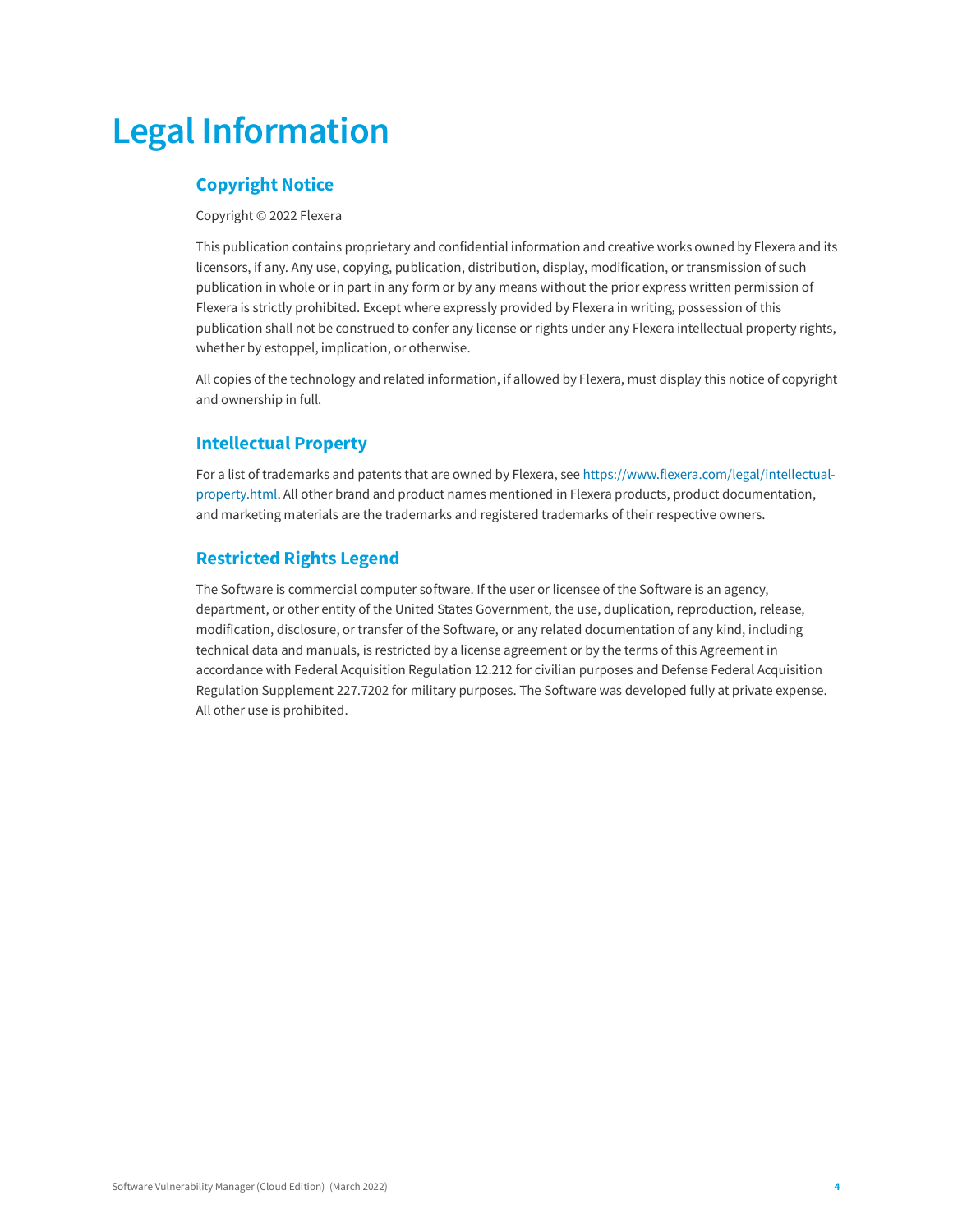# Legal Information

## Copyright Notice

Copyright © 2022 Flexera

This publication contains proprietary and confidential information and creative works owned by Flexera and its licensors, if any. Any use, copying, publication, distribution, display, modification, or transmission of such publication in whole or in part in any form or by any means without the prior express written permission of Flexera is strictly prohibited. Except where expressly provided by Flexera in writing, possession of this publication shall not be construed to confer any license or rights under any Flexera intellectual property rights, whether by estoppel, implication, or otherwise.

All copies of the technology and related information, if allowed by Flexera, must display this notice of copyright and ownership in full.

## Intellectual Property

For a list of trademarks and patents that are owned by Flexera, see https://www.flexera.com/legal/intellectual-property.html. All other brand and product names mentioned in Flexera products, product documentation, and marketing materials are the trademarks and registered trademarks of their respective owners.

## Restricted Rights Legend

The Software is commercial computer software. If the user or licensee of the Software is an agency, department, or other entity of the United States Government, the use, duplication, reproduction, release, modification, disclosure, or transfer of the Software, or any related documentation of any kind, including technical data and manuals, is restricted by a license agreement or by the terms of this Agreement in accordance with Federal Acquisition Regulation 12.212 for civilian purposes and Defense Federal Acquisition Regulation Supplement 227.7202 for military purposes. The Software was developed fully at private expense. All other use is prohibited.